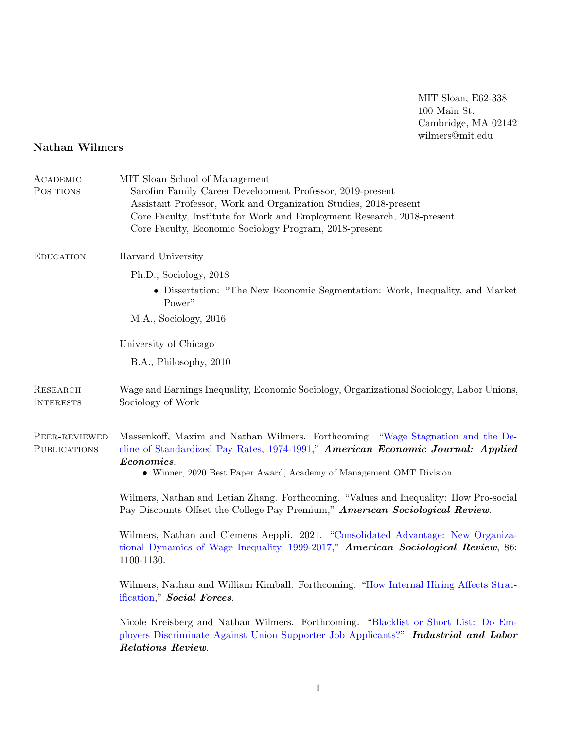MIT Sloan, E62-338
100 Main St.
Cambridge, MA 02142
wilmers@mit.edu

# Nathan Wilmers

## Academic Positions

MIT Sloan School of Management

- Sarofim Family Career Development Professor, 2019-present
- Assistant Professor, Work and Organization Studies, 2018-present
- Core Faculty, Institute for Work and Employment Research, 2018-present
- Core Faculty, Economic Sociology Program, 2018-present

## Education

Harvard University

Ph.D., Sociology, 2018

- Dissertation: "The New Economic Segmentation: Work, Inequality, and Market Power"

M.A., Sociology, 2016

University of Chicago

B.A., Philosophy, 2010

## Research Interests

Wage and Earnings Inequality, Economic Sociology, Organizational Sociology, Labor Unions, Sociology of Work

## Peer-reviewed Publications

Massenkoff, Maxim and Nathan Wilmers. Forthcoming. "Wage Stagnation and the Decline of Standardized Pay Rates, 1974-1991," ***American Economic Journal: Applied Economics***.

- Winner, 2020 Best Paper Award, Academy of Management OMT Division.

Wilmers, Nathan and Letian Zhang. Forthcoming. "Values and Inequality: How Pro-social Pay Discounts Offset the College Pay Premium," ***American Sociological Review***.

Wilmers, Nathan and Clemens Aeppli. 2021. "Consolidated Advantage: New Organizational Dynamics of Wage Inequality, 1999-2017," ***American Sociological Review***, 86: 1100-1130.

Wilmers, Nathan and William Kimball. Forthcoming. "How Internal Hiring Affects Stratification," ***Social Forces***.

Nicole Kreisberg and Nathan Wilmers. Forthcoming. "Blacklist or Short List: Do Employers Discriminate Against Union Supporter Job Applicants?" ***Industrial and Labor Relations Review***.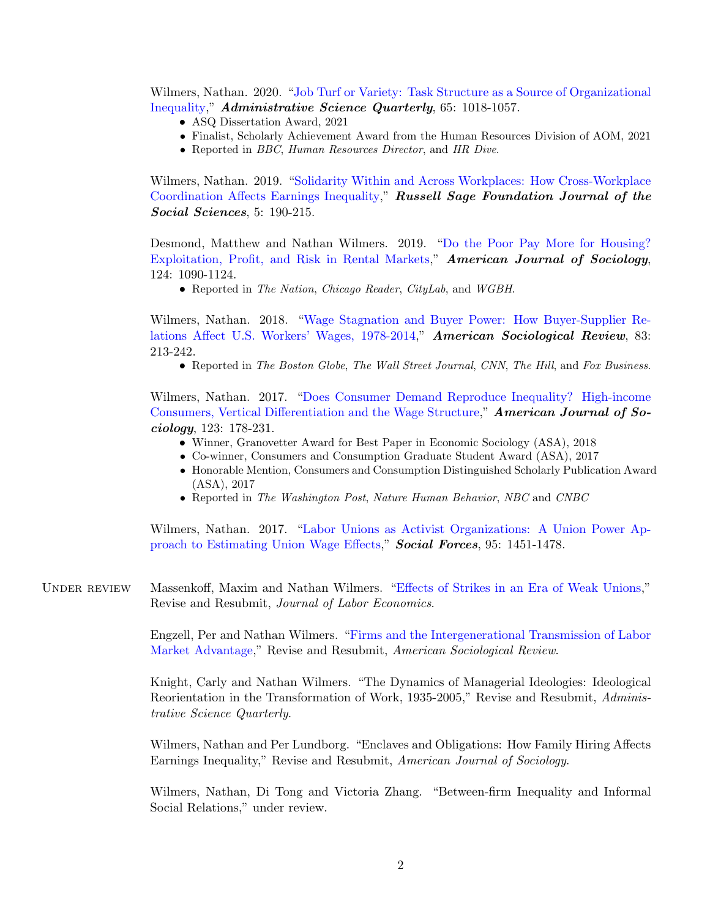Wilmers, Nathan. 2020. "Job Turf or Variety: Task Structure as a Source of Organizational Inequality," ***Administrative Science Quarterly***, 65: 1018-1057.

- ASQ Dissertation Award, 2021
- Finalist, Scholarly Achievement Award from the Human Resources Division of AOM, 2021
- Reported in *BBC*, *Human Resources Director*, and *HR Dive*.

Wilmers, Nathan. 2019. "Solidarity Within and Across Workplaces: How Cross-Workplace Coordination Affects Earnings Inequality," ***Russell Sage Foundation Journal of the Social Sciences***, 5: 190-215.

Desmond, Matthew and Nathan Wilmers. 2019. "Do the Poor Pay More for Housing? Exploitation, Profit, and Risk in Rental Markets," ***American Journal of Sociology***, 124: 1090-1124.

- Reported in *The Nation*, *Chicago Reader*, *CityLab*, and *WGBH*.

Wilmers, Nathan. 2018. "Wage Stagnation and Buyer Power: How Buyer-Supplier Relations Affect U.S. Workers' Wages, 1978-2014," ***American Sociological Review***, 83: 213-242.

- Reported in *The Boston Globe*, *The Wall Street Journal*, *CNN*, *The Hill*, and *Fox Business*.

Wilmers, Nathan. 2017. "Does Consumer Demand Reproduce Inequality? High-income Consumers, Vertical Differentiation and the Wage Structure," ***American Journal of Sociology***, 123: 178-231.

- Winner, Granovetter Award for Best Paper in Economic Sociology (ASA), 2018
- Co-winner, Consumers and Consumption Graduate Student Award (ASA), 2017
- Honorable Mention, Consumers and Consumption Distinguished Scholarly Publication Award (ASA), 2017
- Reported in *The Washington Post*, *Nature Human Behavior*, *NBC* and *CNBC*

Wilmers, Nathan. 2017. "Labor Unions as Activist Organizations: A Union Power Approach to Estimating Union Wage Effects," ***Social Forces***, 95: 1451-1478.

## Under review

Massenkoff, Maxim and Nathan Wilmers. "Effects of Strikes in an Era of Weak Unions," Revise and Resubmit, *Journal of Labor Economics*.

Engzell, Per and Nathan Wilmers. "Firms and the Intergenerational Transmission of Labor Market Advantage," Revise and Resubmit, *American Sociological Review*.

Knight, Carly and Nathan Wilmers. "The Dynamics of Managerial Ideologies: Ideological Reorientation in the Transformation of Work, 1935-2005," Revise and Resubmit, *Administrative Science Quarterly*.

Wilmers, Nathan and Per Lundborg. "Enclaves and Obligations: How Family Hiring Affects Earnings Inequality," Revise and Resubmit, *American Journal of Sociology*.

Wilmers, Nathan, Di Tong and Victoria Zhang. "Between-firm Inequality and Informal Social Relations," under review.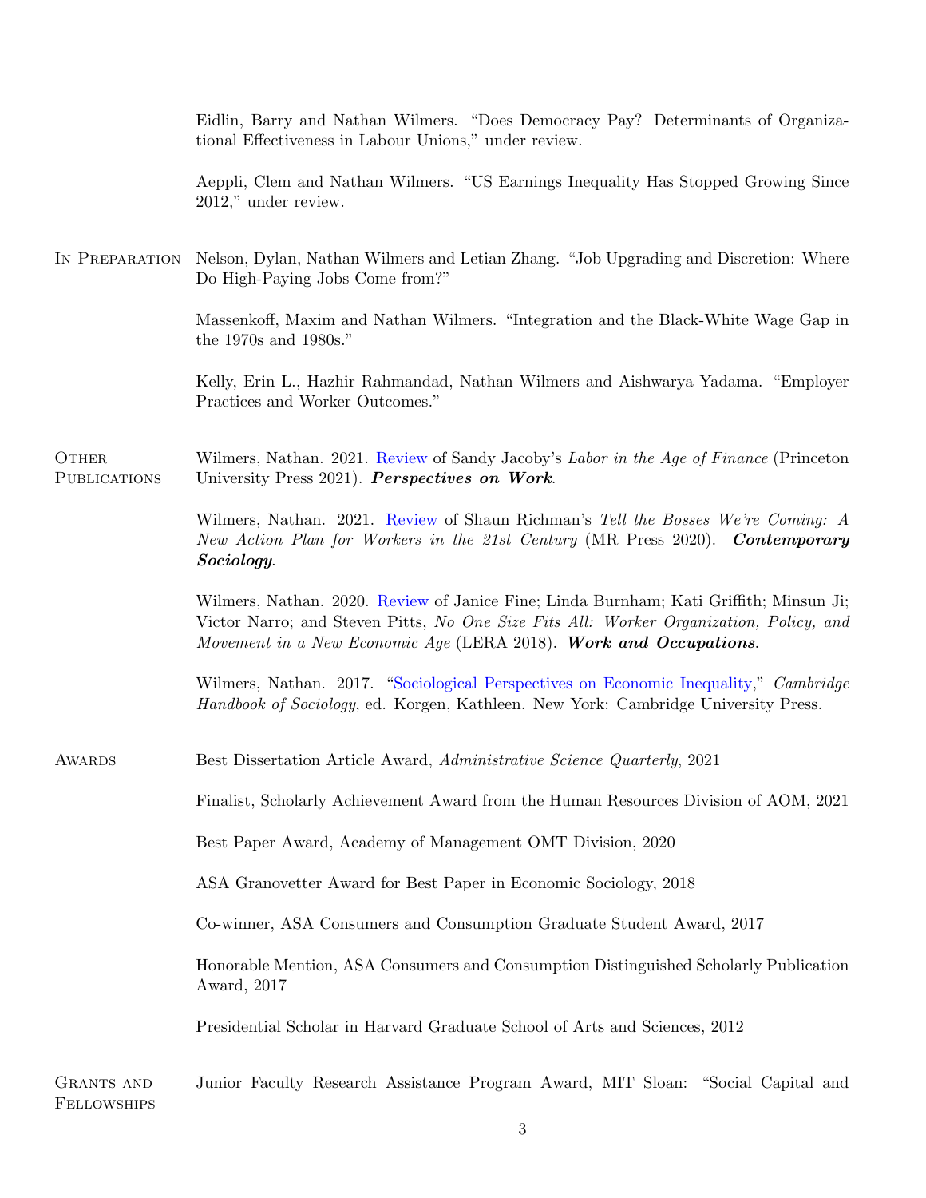Eidlin, Barry and Nathan Wilmers. "Does Democracy Pay? Determinants of Organizational Effectiveness in Labour Unions," under review.

Aeppli, Clem and Nathan Wilmers. "US Earnings Inequality Has Stopped Growing Since 2012," under review.

## In Preparation

Nelson, Dylan, Nathan Wilmers and Letian Zhang. "Job Upgrading and Discretion: Where Do High-Paying Jobs Come from?"

Massenkoff, Maxim and Nathan Wilmers. "Integration and the Black-White Wage Gap in the 1970s and 1980s."

Kelly, Erin L., Hazhir Rahmandad, Nathan Wilmers and Aishwarya Yadama. "Employer Practices and Worker Outcomes."

## Other Publications

Wilmers, Nathan. 2021. Review of Sandy Jacoby's *Labor in the Age of Finance* (Princeton University Press 2021). ***Perspectives on Work***.

Wilmers, Nathan. 2021. Review of Shaun Richman's *Tell the Bosses We're Coming: A New Action Plan for Workers in the 21st Century* (MR Press 2020). ***Contemporary Sociology***.

Wilmers, Nathan. 2020. Review of Janice Fine; Linda Burnham; Kati Griffith; Minsun Ji; Victor Narro; and Steven Pitts, *No One Size Fits All: Worker Organization, Policy, and Movement in a New Economic Age* (LERA 2018). ***Work and Occupations***.

Wilmers, Nathan. 2017. "Sociological Perspectives on Economic Inequality," *Cambridge Handbook of Sociology*, ed. Korgen, Kathleen. New York: Cambridge University Press.

## Awards

Best Dissertation Article Award, *Administrative Science Quarterly*, 2021

Finalist, Scholarly Achievement Award from the Human Resources Division of AOM, 2021

Best Paper Award, Academy of Management OMT Division, 2020

ASA Granovetter Award for Best Paper in Economic Sociology, 2018

Co-winner, ASA Consumers and Consumption Graduate Student Award, 2017

Honorable Mention, ASA Consumers and Consumption Distinguished Scholarly Publication Award, 2017

Presidential Scholar in Harvard Graduate School of Arts and Sciences, 2012

## Grants and Fellowships

Junior Faculty Research Assistance Program Award, MIT Sloan: "Social Capital and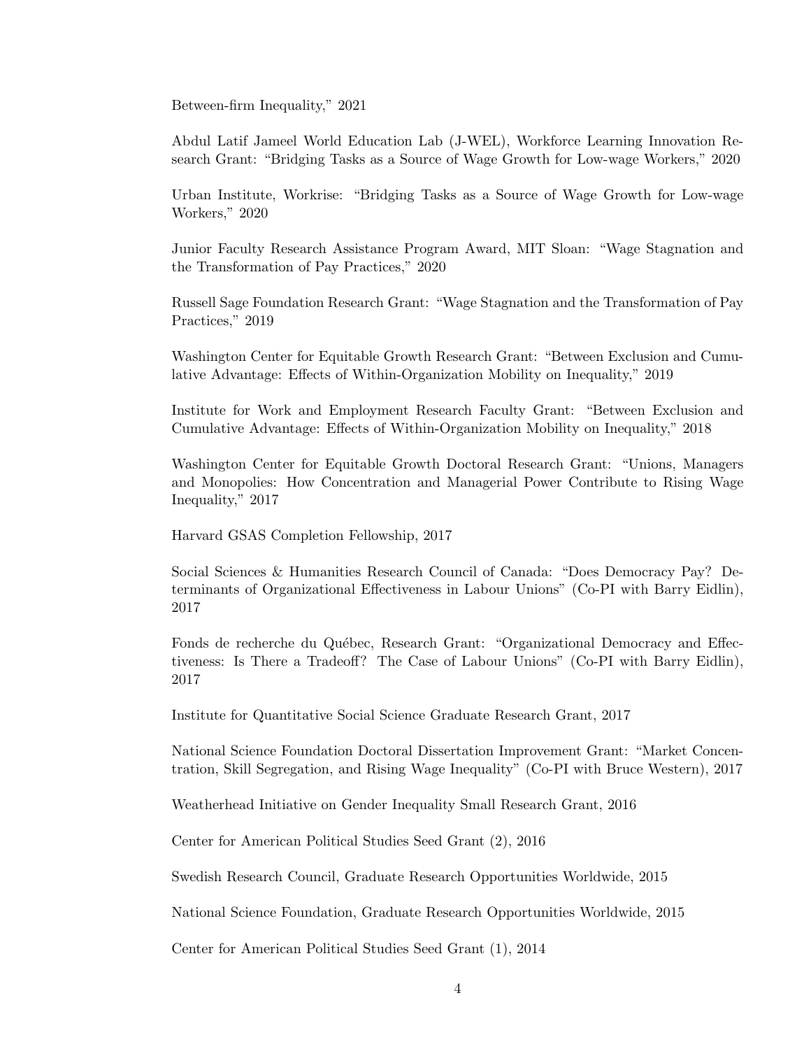Between-firm Inequality," 2021

Abdul Latif Jameel World Education Lab (J-WEL), Workforce Learning Innovation Research Grant: "Bridging Tasks as a Source of Wage Growth for Low-wage Workers," 2020

Urban Institute, Workrise: "Bridging Tasks as a Source of Wage Growth for Low-wage Workers," 2020

Junior Faculty Research Assistance Program Award, MIT Sloan: "Wage Stagnation and the Transformation of Pay Practices," 2020

Russell Sage Foundation Research Grant: "Wage Stagnation and the Transformation of Pay Practices," 2019

Washington Center for Equitable Growth Research Grant: "Between Exclusion and Cumulative Advantage: Effects of Within-Organization Mobility on Inequality," 2019

Institute for Work and Employment Research Faculty Grant: "Between Exclusion and Cumulative Advantage: Effects of Within-Organization Mobility on Inequality," 2018

Washington Center for Equitable Growth Doctoral Research Grant: "Unions, Managers and Monopolies: How Concentration and Managerial Power Contribute to Rising Wage Inequality," 2017

Harvard GSAS Completion Fellowship, 2017

Social Sciences & Humanities Research Council of Canada: "Does Democracy Pay? Determinants of Organizational Effectiveness in Labour Unions" (Co-PI with Barry Eidlin), 2017

Fonds de recherche du Québec, Research Grant: "Organizational Democracy and Effectiveness: Is There a Tradeoff? The Case of Labour Unions" (Co-PI with Barry Eidlin), 2017

Institute for Quantitative Social Science Graduate Research Grant, 2017

National Science Foundation Doctoral Dissertation Improvement Grant: "Market Concentration, Skill Segregation, and Rising Wage Inequality" (Co-PI with Bruce Western), 2017

Weatherhead Initiative on Gender Inequality Small Research Grant, 2016

Center for American Political Studies Seed Grant (2), 2016

Swedish Research Council, Graduate Research Opportunities Worldwide, 2015

National Science Foundation, Graduate Research Opportunities Worldwide, 2015

Center for American Political Studies Seed Grant (1), 2014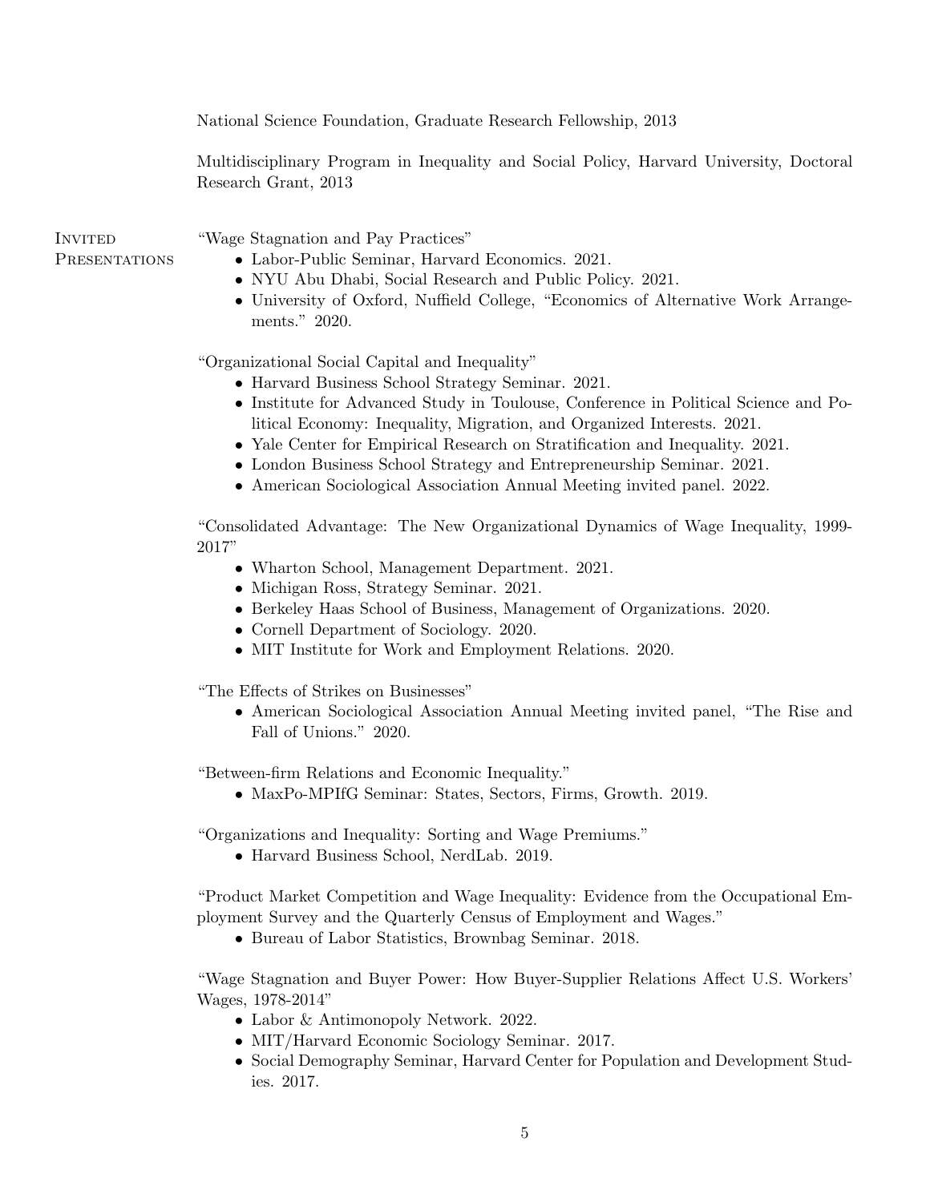National Science Foundation, Graduate Research Fellowship, 2013

Multidisciplinary Program in Inequality and Social Policy, Harvard University, Doctoral Research Grant, 2013

## Invited Presentations

"Wage Stagnation and Pay Practices"

- Labor-Public Seminar, Harvard Economics. 2021.
- NYU Abu Dhabi, Social Research and Public Policy. 2021.
- University of Oxford, Nuffield College, "Economics of Alternative Work Arrangements." 2020.

"Organizational Social Capital and Inequality"

- Harvard Business School Strategy Seminar. 2021.
- Institute for Advanced Study in Toulouse, Conference in Political Science and Political Economy: Inequality, Migration, and Organized Interests. 2021.
- Yale Center for Empirical Research on Stratification and Inequality. 2021.
- London Business School Strategy and Entrepreneurship Seminar. 2021.
- American Sociological Association Annual Meeting invited panel. 2022.

"Consolidated Advantage: The New Organizational Dynamics of Wage Inequality, 1999-2017"

- Wharton School, Management Department. 2021.
- Michigan Ross, Strategy Seminar. 2021.
- Berkeley Haas School of Business, Management of Organizations. 2020.
- Cornell Department of Sociology. 2020.
- MIT Institute for Work and Employment Relations. 2020.

"The Effects of Strikes on Businesses"

- American Sociological Association Annual Meeting invited panel, "The Rise and Fall of Unions." 2020.

"Between-firm Relations and Economic Inequality."

- MaxPo-MPIfG Seminar: States, Sectors, Firms, Growth. 2019.

"Organizations and Inequality: Sorting and Wage Premiums."

- Harvard Business School, NerdLab. 2019.

"Product Market Competition and Wage Inequality: Evidence from the Occupational Employment Survey and the Quarterly Census of Employment and Wages."

- Bureau of Labor Statistics, Brownbag Seminar. 2018.

"Wage Stagnation and Buyer Power: How Buyer-Supplier Relations Affect U.S. Workers' Wages, 1978-2014"

- Labor & Antimonopoly Network. 2022.
- MIT/Harvard Economic Sociology Seminar. 2017.
- Social Demography Seminar, Harvard Center for Population and Development Studies. 2017.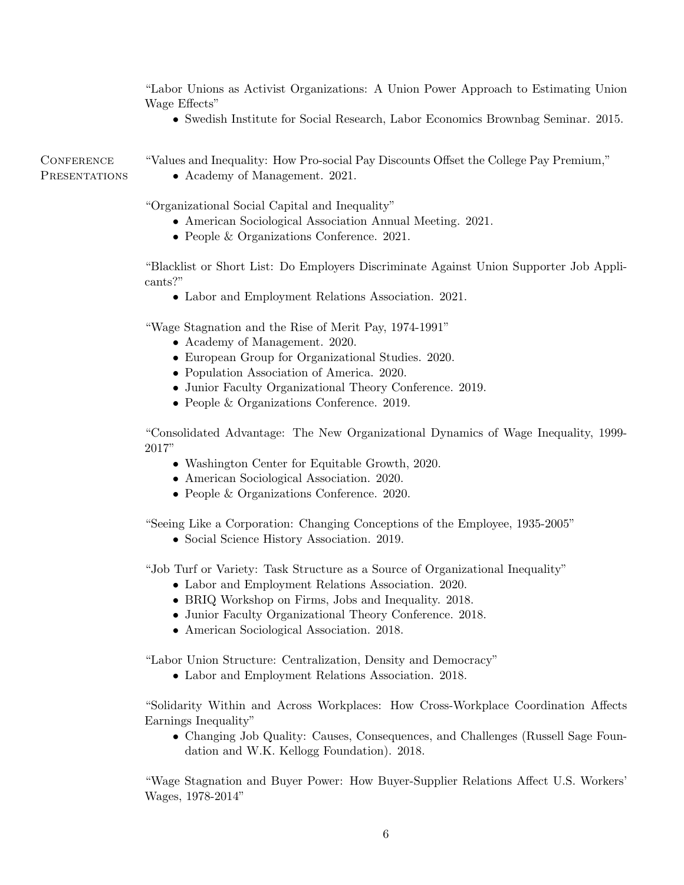"Labor Unions as Activist Organizations: A Union Power Approach to Estimating Union Wage Effects"

- Swedish Institute for Social Research, Labor Economics Brownbag Seminar. 2015.

## Conference Presentations

"Values and Inequality: How Pro-social Pay Discounts Offset the College Pay Premium,"

- Academy of Management. 2021.

"Organizational Social Capital and Inequality"

- American Sociological Association Annual Meeting. 2021.
- People & Organizations Conference. 2021.

"Blacklist or Short List: Do Employers Discriminate Against Union Supporter Job Applicants?"

- Labor and Employment Relations Association. 2021.

"Wage Stagnation and the Rise of Merit Pay, 1974-1991"

- Academy of Management. 2020.
- European Group for Organizational Studies. 2020.
- Population Association of America. 2020.
- Junior Faculty Organizational Theory Conference. 2019.
- People & Organizations Conference. 2019.

"Consolidated Advantage: The New Organizational Dynamics of Wage Inequality, 1999-2017"

- Washington Center for Equitable Growth, 2020.
- American Sociological Association. 2020.
- People & Organizations Conference. 2020.

"Seeing Like a Corporation: Changing Conceptions of the Employee, 1935-2005"

- Social Science History Association. 2019.

"Job Turf or Variety: Task Structure as a Source of Organizational Inequality"

- Labor and Employment Relations Association. 2020.
- BRIQ Workshop on Firms, Jobs and Inequality. 2018.
- Junior Faculty Organizational Theory Conference. 2018.
- American Sociological Association. 2018.

"Labor Union Structure: Centralization, Density and Democracy"

- Labor and Employment Relations Association. 2018.

"Solidarity Within and Across Workplaces: How Cross-Workplace Coordination Affects Earnings Inequality"

- Changing Job Quality: Causes, Consequences, and Challenges (Russell Sage Foundation and W.K. Kellogg Foundation). 2018.

"Wage Stagnation and Buyer Power: How Buyer-Supplier Relations Affect U.S. Workers' Wages, 1978-2014"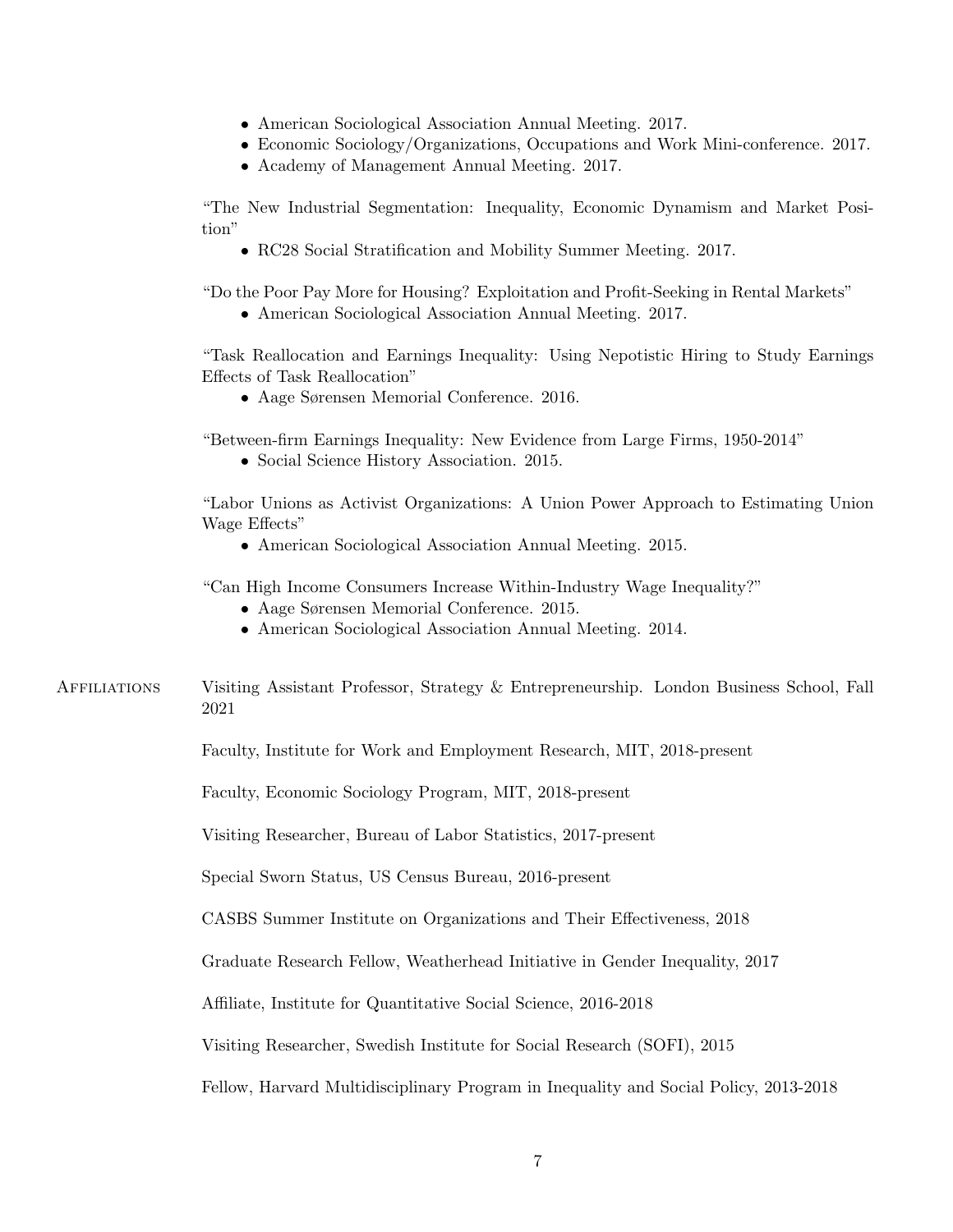- American Sociological Association Annual Meeting. 2017.
- Economic Sociology/Organizations, Occupations and Work Mini-conference. 2017.
- Academy of Management Annual Meeting. 2017.

"The New Industrial Segmentation: Inequality, Economic Dynamism and Market Position"

- RC28 Social Stratification and Mobility Summer Meeting. 2017.

"Do the Poor Pay More for Housing? Exploitation and Profit-Seeking in Rental Markets"

- American Sociological Association Annual Meeting. 2017.

"Task Reallocation and Earnings Inequality: Using Nepotistic Hiring to Study Earnings Effects of Task Reallocation"

- Aage Sørensen Memorial Conference. 2016.

"Between-firm Earnings Inequality: New Evidence from Large Firms, 1950-2014"

- Social Science History Association. 2015.

"Labor Unions as Activist Organizations: A Union Power Approach to Estimating Union Wage Effects"

- American Sociological Association Annual Meeting. 2015.

"Can High Income Consumers Increase Within-Industry Wage Inequality?"

- Aage Sørensen Memorial Conference. 2015.
- American Sociological Association Annual Meeting. 2014.

## Affiliations

Visiting Assistant Professor, Strategy & Entrepreneurship. London Business School, Fall 2021

Faculty, Institute for Work and Employment Research, MIT, 2018-present

Faculty, Economic Sociology Program, MIT, 2018-present

Visiting Researcher, Bureau of Labor Statistics, 2017-present

Special Sworn Status, US Census Bureau, 2016-present

CASBS Summer Institute on Organizations and Their Effectiveness, 2018

Graduate Research Fellow, Weatherhead Initiative in Gender Inequality, 2017

Affiliate, Institute for Quantitative Social Science, 2016-2018

Visiting Researcher, Swedish Institute for Social Research (SOFI), 2015

Fellow, Harvard Multidisciplinary Program in Inequality and Social Policy, 2013-2018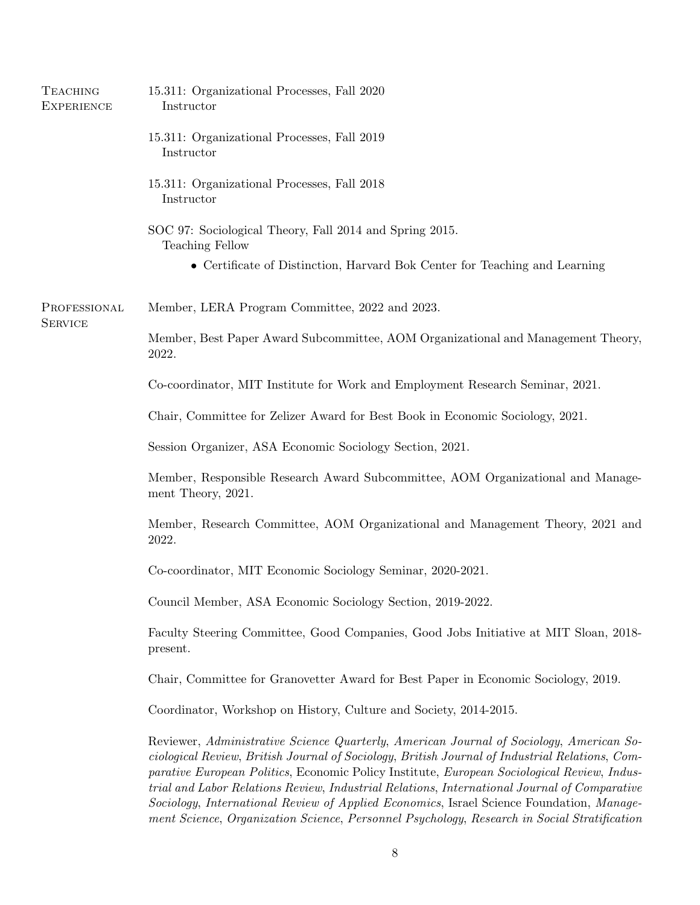## Teaching Experience

15.311: Organizational Processes, Fall 2020
Instructor

15.311: Organizational Processes, Fall 2019
Instructor

15.311: Organizational Processes, Fall 2018
Instructor

SOC 97: Sociological Theory, Fall 2014 and Spring 2015.
Teaching Fellow

- Certificate of Distinction, Harvard Bok Center for Teaching and Learning

## Professional Service

Member, LERA Program Committee, 2022 and 2023.

Member, Best Paper Award Subcommittee, AOM Organizational and Management Theory, 2022.

Co-coordinator, MIT Institute for Work and Employment Research Seminar, 2021.

Chair, Committee for Zelizer Award for Best Book in Economic Sociology, 2021.

Session Organizer, ASA Economic Sociology Section, 2021.

Member, Responsible Research Award Subcommittee, AOM Organizational and Management Theory, 2021.

Member, Research Committee, AOM Organizational and Management Theory, 2021 and 2022.

Co-coordinator, MIT Economic Sociology Seminar, 2020-2021.

Council Member, ASA Economic Sociology Section, 2019-2022.

Faculty Steering Committee, Good Companies, Good Jobs Initiative at MIT Sloan, 2018-present.

Chair, Committee for Granovetter Award for Best Paper in Economic Sociology, 2019.

Coordinator, Workshop on History, Culture and Society, 2014-2015.

Reviewer, *Administrative Science Quarterly*, *American Journal of Sociology*, *American Sociological Review*, *British Journal of Sociology*, *British Journal of Industrial Relations*, *Comparative European Politics*, Economic Policy Institute, *European Sociological Review*, *Industrial and Labor Relations Review*, *Industrial Relations*, *International Journal of Comparative Sociology*, *International Review of Applied Economics*, Israel Science Foundation, *Management Science*, *Organization Science*, *Personnel Psychology*, *Research in Social Stratification*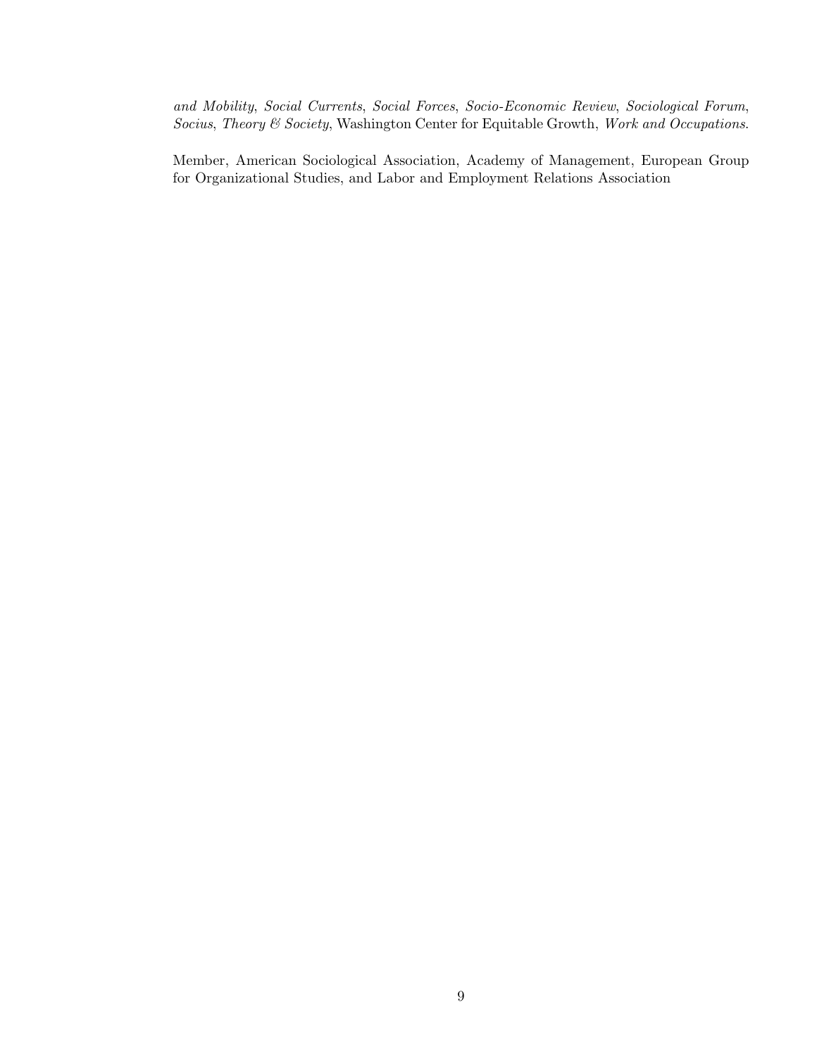*and Mobility*, *Social Currents*, *Social Forces*, *Socio-Economic Review*, *Sociological Forum*, *Socius*, *Theory & Society*, Washington Center for Equitable Growth, *Work and Occupations*.

Member, American Sociological Association, Academy of Management, European Group for Organizational Studies, and Labor and Employment Relations Association